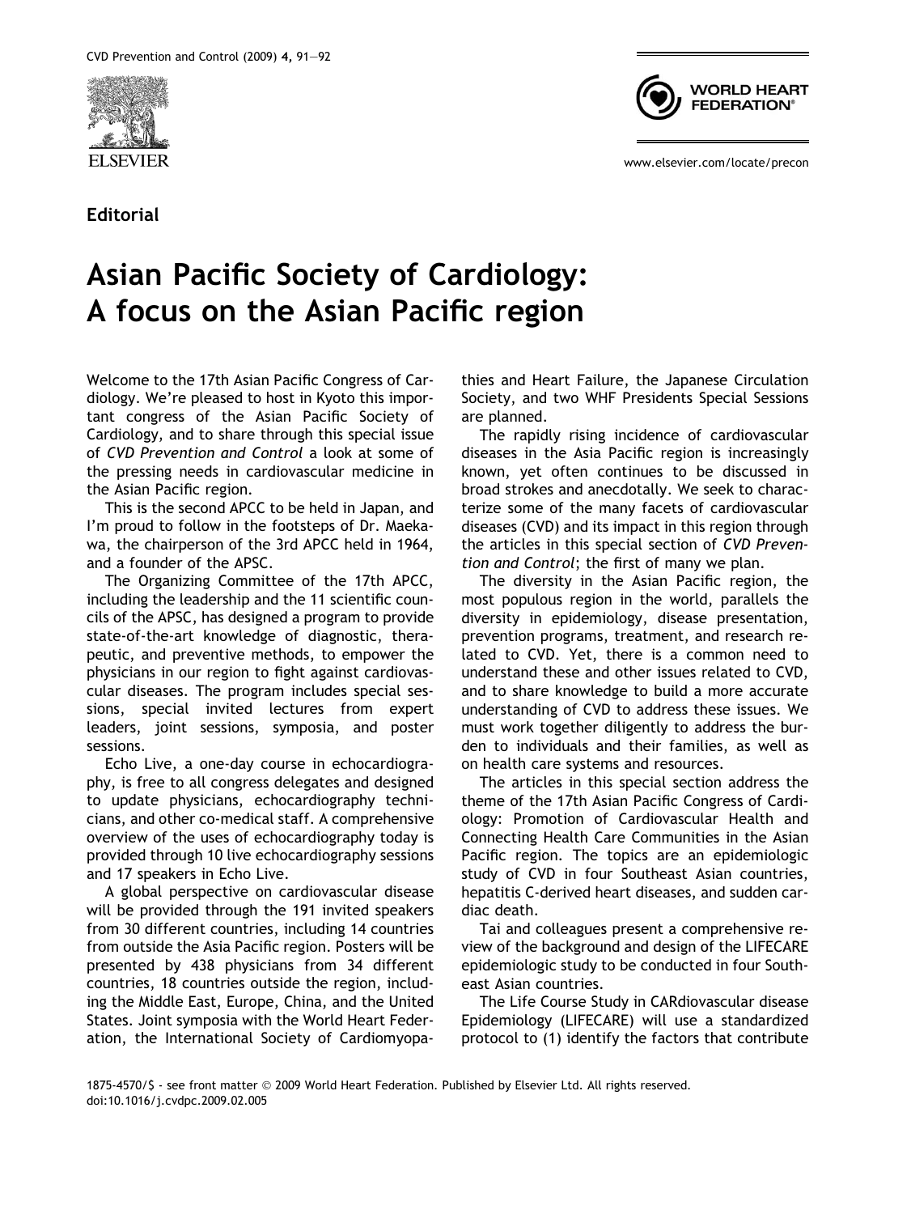Editorial

# Asian Pacific Society of Cardiology: A focus on the Asian Pacific region

Welcome to the 17th Asian Pacific Congress of Cardiology. We're pleased to host in Kyoto this important congress of the Asian Pacific Society of Cardiology, and to share through this special issue of *CVD Prevention and Control* a look at some of the pressing needs in cardiovascular medicine in the Asian Pacific region.

This is the second APCC to be held in Japan, and I'm proud to follow in the footsteps of Dr. Maekawa, the chairperson of the 3rd APCC held in 1964, and a founder of the APSC.

The Organizing Committee of the 17th APCC, including the leadership and the 11 scientific councils of the APSC, has designed a program to provide state-of-the-art knowledge of diagnostic, therapeutic, and preventive methods, to empower the physicians in our region to fight against cardiovascular diseases. The program includes special sessions, special invited lectures from expert leaders, joint sessions, symposia, and poster sessions.

Echo Live, a one-day course in echocardiography, is free to all congress delegates and designed to update physicians, echocardiography technicians, and other co-medical staff. A comprehensive overview of the uses of echocardiography today is provided through 10 live echocardiography sessions and 17 speakers in Echo Live.

A global perspective on cardiovascular disease will be provided through the 191 invited speakers from 30 different countries, including 14 countries from outside the Asia Pacific region. Posters will be presented by 438 physicians from 34 different countries, 18 countries outside the region, including the Middle East, Europe, China, and the United States. Joint symposia with the World Heart Federation, the International Society of Cardiomyopathies and Heart Failure, the Japanese Circulation Society, and two WHF Presidents Special Sessions are planned.

The rapidly rising incidence of cardiovascular diseases in the Asia Pacific region is increasingly known, yet often continues to be discussed in broad strokes and anecdotally. We seek to characterize some of the many facets of cardiovascular diseases (CVD) and its impact in this region through the articles in this special section of *CVD Prevention and Control*; the first of many we plan.

The diversity in the Asian Pacific region, the most populous region in the world, parallels the diversity in epidemiology, disease presentation, prevention programs, treatment, and research related to CVD. Yet, there is a common need to understand these and other issues related to CVD, and to share knowledge to build a more accurate understanding of CVD to address these issues. We must work together diligently to address the burden to individuals and their families, as well as on health care systems and resources.

The articles in this special section address the theme of the 17th Asian Pacific Congress of Cardiology: Promotion of Cardiovascular Health and Connecting Health Care Communities in the Asian Pacific region. The topics are an epidemiologic study of CVD in four Southeast Asian countries, hepatitis C-derived heart diseases, and sudden cardiac death.

Tai and colleagues present a comprehensive review of the background and design of the LIFECARE epidemiologic study to be conducted in four Southeast Asian countries.

The Life Course Study in CARdiovascular disease Epidemiology (LIFECARE) will use a standardized protocol to (1) identify the factors that contribute

1875-4570/$ - see front matter © 2009 World Heart Federation. Published by Elsevier Ltd. All rights reserved.
doi:10.1016/j.cvdpc.2009.02.005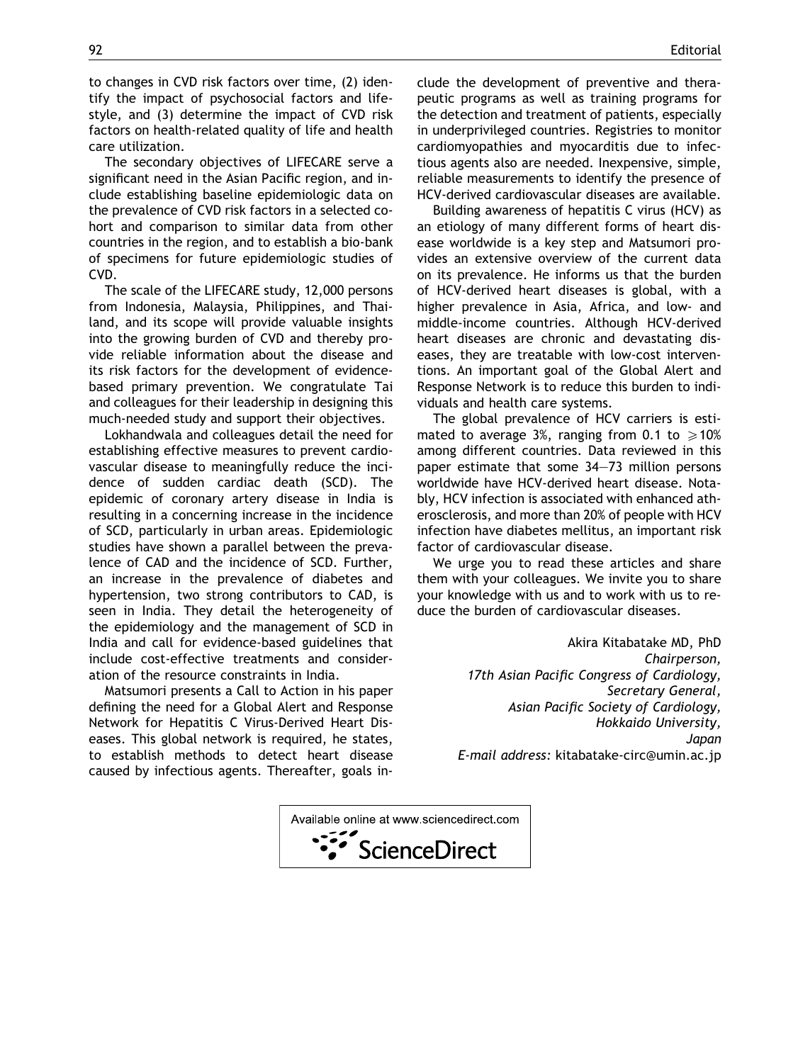to changes in CVD risk factors over time, (2) identify the impact of psychosocial factors and lifestyle, and (3) determine the impact of CVD risk factors on health-related quality of life and health care utilization.

The secondary objectives of LIFECARE serve a significant need in the Asian Pacific region, and include establishing baseline epidemiologic data on the prevalence of CVD risk factors in a selected cohort and comparison to similar data from other countries in the region, and to establish a bio-bank of specimens for future epidemiologic studies of CVD.

The scale of the LIFECARE study, 12,000 persons from Indonesia, Malaysia, Philippines, and Thailand, and its scope will provide valuable insights into the growing burden of CVD and thereby provide reliable information about the disease and its risk factors for the development of evidence-based primary prevention. We congratulate Tai and colleagues for their leadership in designing this much-needed study and support their objectives.

Lokhandwala and colleagues detail the need for establishing effective measures to prevent cardiovascular disease to meaningfully reduce the incidence of sudden cardiac death (SCD). The epidemic of coronary artery disease in India is resulting in a concerning increase in the incidence of SCD, particularly in urban areas. Epidemiologic studies have shown a parallel between the prevalence of CAD and the incidence of SCD. Further, an increase in the prevalence of diabetes and hypertension, two strong contributors to CAD, is seen in India. They detail the heterogeneity of the epidemiology and the management of SCD in India and call for evidence-based guidelines that include cost-effective treatments and consideration of the resource constraints in India.

Matsumori presents a Call to Action in his paper defining the need for a Global Alert and Response Network for Hepatitis C Virus-Derived Heart Diseases. This global network is required, he states, to establish methods to detect heart disease caused by infectious agents. Thereafter, goals include the development of preventive and therapeutic programs as well as training programs for the detection and treatment of patients, especially in underprivileged countries. Registries to monitor cardiomyopathies and myocarditis due to infectious agents also are needed. Inexpensive, simple, reliable measurements to identify the presence of HCV-derived cardiovascular diseases are available.

Building awareness of hepatitis C virus (HCV) as an etiology of many different forms of heart disease worldwide is a key step and Matsumori provides an extensive overview of the current data on its prevalence. He informs us that the burden of HCV-derived heart diseases is global, with a higher prevalence in Asia, Africa, and low- and middle-income countries. Although HCV-derived heart diseases are chronic and devastating diseases, they are treatable with low-cost interventions. An important goal of the Global Alert and Response Network is to reduce this burden to individuals and health care systems.

The global prevalence of HCV carriers is estimated to average 3%, ranging from 0.1 to $\geqslant$10% among different countries. Data reviewed in this paper estimate that some 34–73 million persons worldwide have HCV-derived heart disease. Notably, HCV infection is associated with enhanced atherosclerosis, and more than 20% of people with HCV infection have diabetes mellitus, an important risk factor of cardiovascular disease.

We urge you to read these articles and share them with your colleagues. We invite you to share your knowledge with us and to work with us to reduce the burden of cardiovascular diseases.

Akira Kitabatake MD, PhD
*Chairperson,*
*17th Asian Pacific Congress of Cardiology,*
*Secretary General,*
*Asian Pacific Society of Cardiology,*
*Hokkaido University,*
*Japan*
*E-mail address:* kitabatake-circ@umin.ac.jp

Available online at www.sciencedirect.com
ScienceDirect